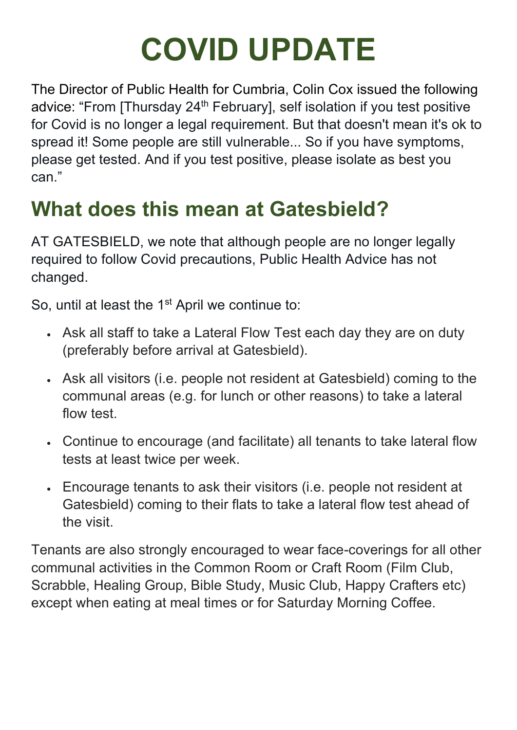# COVID UPDATE

The Director of Public Health for Cumbria, Colin Cox issued the following advice: "From [Thursday 24th February], self isolation if you test positive for Covid is no longer a legal requirement. But that doesn't mean it's ok to spread it! Some people are still vulnerable... So if you have symptoms, please get tested. And if you test positive, please isolate as best you can."

## What does this mean at Gatesbield?

AT GATESBIELD, we note that although people are no longer legally required to follow Covid precautions, Public Health Advice has not changed.

So, until at least the 1st April we continue to:

- Ask all staff to take a Lateral Flow Test each day they are on duty (preferably before arrival at Gatesbield).
- Ask all visitors (i.e. people not resident at Gatesbield) coming to the communal areas (e.g. for lunch or other reasons) to take a lateral flow test.
- Continue to encourage (and facilitate) all tenants to take lateral flow tests at least twice per week.
- Encourage tenants to ask their visitors (i.e. people not resident at Gatesbield) coming to their flats to take a lateral flow test ahead of the visit.

Tenants are also strongly encouraged to wear face-coverings for all other communal activities in the Common Room or Craft Room (Film Club, Scrabble, Healing Group, Bible Study, Music Club, Happy Crafters etc) except when eating at meal times or for Saturday Morning Coffee.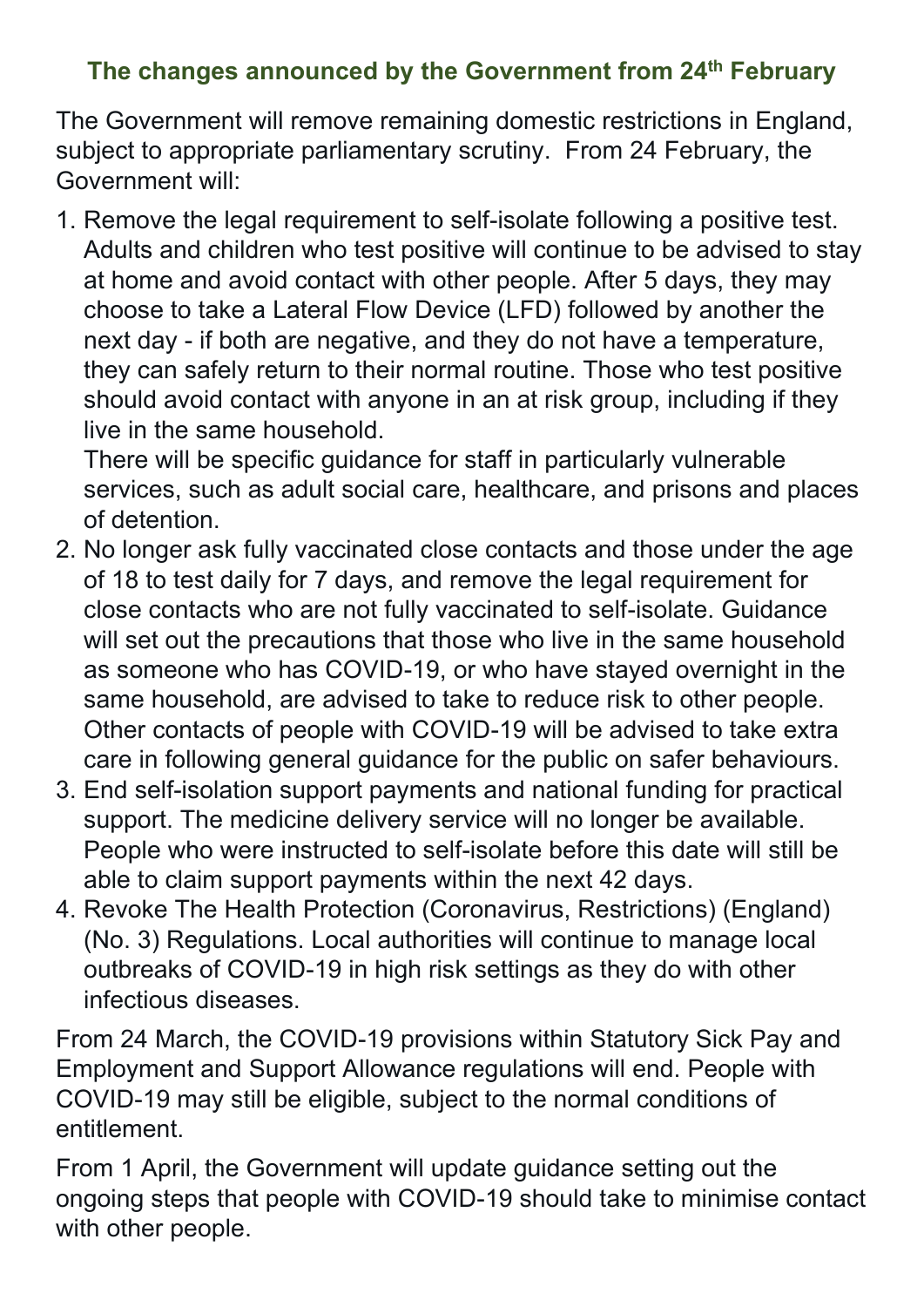### The changes announced by the Government from 24th February

The Government will remove remaining domestic restrictions in England, subject to appropriate parliamentary scrutiny. From 24 February, the Government will:

1. Remove the legal requirement to self-isolate following a positive test. Adults and children who test positive will continue to be advised to stay at home and avoid contact with other people. After 5 days, they may choose to take a Lateral Flow Device (LFD) followed by another the next day - if both are negative, and they do not have a temperature, they can safely return to their normal routine. Those who test positive should avoid contact with anyone in an at risk group, including if they live in the same household.
   There will be specific guidance for staff in particularly vulnerable services, such as adult social care, healthcare, and prisons and places of detention.
2. No longer ask fully vaccinated close contacts and those under the age of 18 to test daily for 7 days, and remove the legal requirement for close contacts who are not fully vaccinated to self-isolate. Guidance will set out the precautions that those who live in the same household as someone who has COVID-19, or who have stayed overnight in the same household, are advised to take to reduce risk to other people. Other contacts of people with COVID-19 will be advised to take extra care in following general guidance for the public on safer behaviours.
3. End self-isolation support payments and national funding for practical support. The medicine delivery service will no longer be available. People who were instructed to self-isolate before this date will still be able to claim support payments within the next 42 days.
4. Revoke The Health Protection (Coronavirus, Restrictions) (England) (No. 3) Regulations. Local authorities will continue to manage local outbreaks of COVID-19 in high risk settings as they do with other infectious diseases.

From 24 March, the COVID-19 provisions within Statutory Sick Pay and Employment and Support Allowance regulations will end. People with COVID-19 may still be eligible, subject to the normal conditions of entitlement.

From 1 April, the Government will update guidance setting out the ongoing steps that people with COVID-19 should take to minimise contact with other people.